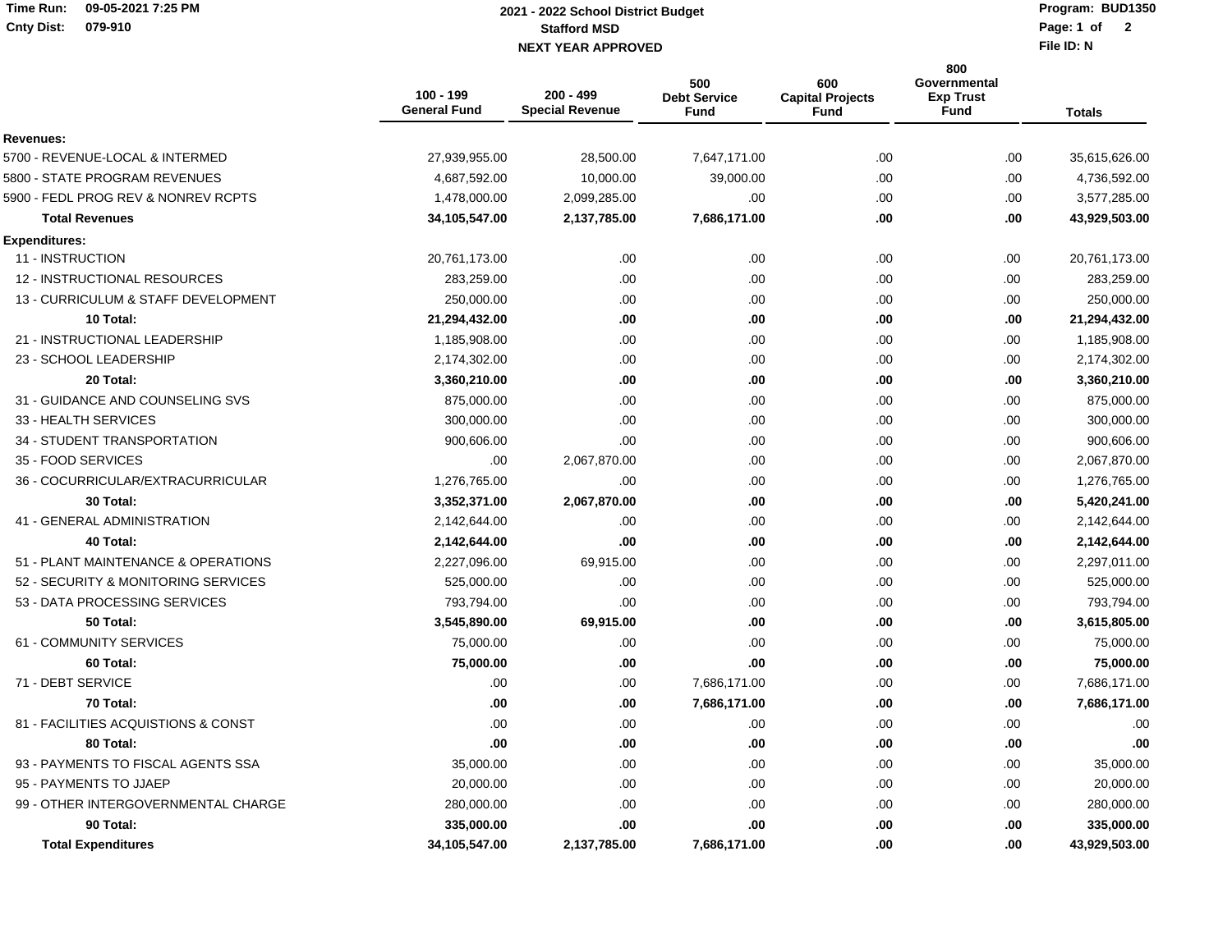# 2021 - 2022 School District Budget

## Stafford MSD

### NEXT YEAR APPROVED

Time Run: 09-05-2021 7:25 PM
Cnty Dist: 079-910
Program: BUD1350
File ID: N

| | 100 - 199 General Fund | 200 - 499 Special Revenue | 500 Debt Service Fund | 600 Capital Projects Fund | 800 Governmental Exp Trust Fund | Totals |
|---|---|---|---|---|---|---|
| **Revenues:** | | | | | | |
| 5700 - REVENUE-LOCAL & INTERMED | 27,939,955.00 | 28,500.00 | 7,647,171.00 | .00 | .00 | 35,615,626.00 |
| 5800 - STATE PROGRAM REVENUES | 4,687,592.00 | 10,000.00 | 39,000.00 | .00 | .00 | 4,736,592.00 |
| 5900 - FEDL PROG REV & NONREV RCPTS | 1,478,000.00 | 2,099,285.00 | .00 | .00 | .00 | 3,577,285.00 |
| **Total Revenues** | **34,105,547.00** | **2,137,785.00** | **7,686,171.00** | **.00** | **.00** | **43,929,503.00** |
| **Expenditures:** | | | | | | |
| 11 - INSTRUCTION | 20,761,173.00 | .00 | .00 | .00 | .00 | 20,761,173.00 |
| 12 - INSTRUCTIONAL RESOURCES | 283,259.00 | .00 | .00 | .00 | .00 | 283,259.00 |
| 13 - CURRICULUM & STAFF DEVELOPMENT | 250,000.00 | .00 | .00 | .00 | .00 | 250,000.00 |
| **10 Total:** | **21,294,432.00** | **.00** | **.00** | **.00** | **.00** | **21,294,432.00** |
| 21 - INSTRUCTIONAL LEADERSHIP | 1,185,908.00 | .00 | .00 | .00 | .00 | 1,185,908.00 |
| 23 - SCHOOL LEADERSHIP | 2,174,302.00 | .00 | .00 | .00 | .00 | 2,174,302.00 |
| **20 Total:** | **3,360,210.00** | **.00** | **.00** | **.00** | **.00** | **3,360,210.00** |
| 31 - GUIDANCE AND COUNSELING SVS | 875,000.00 | .00 | .00 | .00 | .00 | 875,000.00 |
| 33 - HEALTH SERVICES | 300,000.00 | .00 | .00 | .00 | .00 | 300,000.00 |
| 34 - STUDENT TRANSPORTATION | 900,606.00 | .00 | .00 | .00 | .00 | 900,606.00 |
| 35 - FOOD SERVICES | .00 | 2,067,870.00 | .00 | .00 | .00 | 2,067,870.00 |
| 36 - COCURRICULAR/EXTRACURRICULAR | 1,276,765.00 | .00 | .00 | .00 | .00 | 1,276,765.00 |
| **30 Total:** | **3,352,371.00** | **2,067,870.00** | **.00** | **.00** | **.00** | **5,420,241.00** |
| 41 - GENERAL ADMINISTRATION | 2,142,644.00 | .00 | .00 | .00 | .00 | 2,142,644.00 |
| **40 Total:** | **2,142,644.00** | **.00** | **.00** | **.00** | **.00** | **2,142,644.00** |
| 51 - PLANT MAINTENANCE & OPERATIONS | 2,227,096.00 | 69,915.00 | .00 | .00 | .00 | 2,297,011.00 |
| 52 - SECURITY & MONITORING SERVICES | 525,000.00 | .00 | .00 | .00 | .00 | 525,000.00 |
| 53 - DATA PROCESSING SERVICES | 793,794.00 | .00 | .00 | .00 | .00 | 793,794.00 |
| **50 Total:** | **3,545,890.00** | **69,915.00** | **.00** | **.00** | **.00** | **3,615,805.00** |
| 61 - COMMUNITY SERVICES | 75,000.00 | .00 | .00 | .00 | .00 | 75,000.00 |
| **60 Total:** | **75,000.00** | **.00** | **.00** | **.00** | **.00** | **75,000.00** |
| 71 - DEBT SERVICE | .00 | .00 | 7,686,171.00 | .00 | .00 | 7,686,171.00 |
| **70 Total:** | **.00** | **.00** | **7,686,171.00** | **.00** | **.00** | **7,686,171.00** |
| 81 - FACILITIES ACQUISTIONS & CONST | .00 | .00 | .00 | .00 | .00 | .00 |
| **80 Total:** | **.00** | **.00** | **.00** | **.00** | **.00** | **.00** |
| 93 - PAYMENTS TO FISCAL AGENTS SSA | 35,000.00 | .00 | .00 | .00 | .00 | 35,000.00 |
| 95 - PAYMENTS TO JJAEP | 20,000.00 | .00 | .00 | .00 | .00 | 20,000.00 |
| 99 - OTHER INTERGOVERNMENTAL CHARGE | 280,000.00 | .00 | .00 | .00 | .00 | 280,000.00 |
| **90 Total:** | **335,000.00** | **.00** | **.00** | **.00** | **.00** | **335,000.00** |
| **Total Expenditures** | **34,105,547.00** | **2,137,785.00** | **7,686,171.00** | **.00** | **.00** | **43,929,503.00** |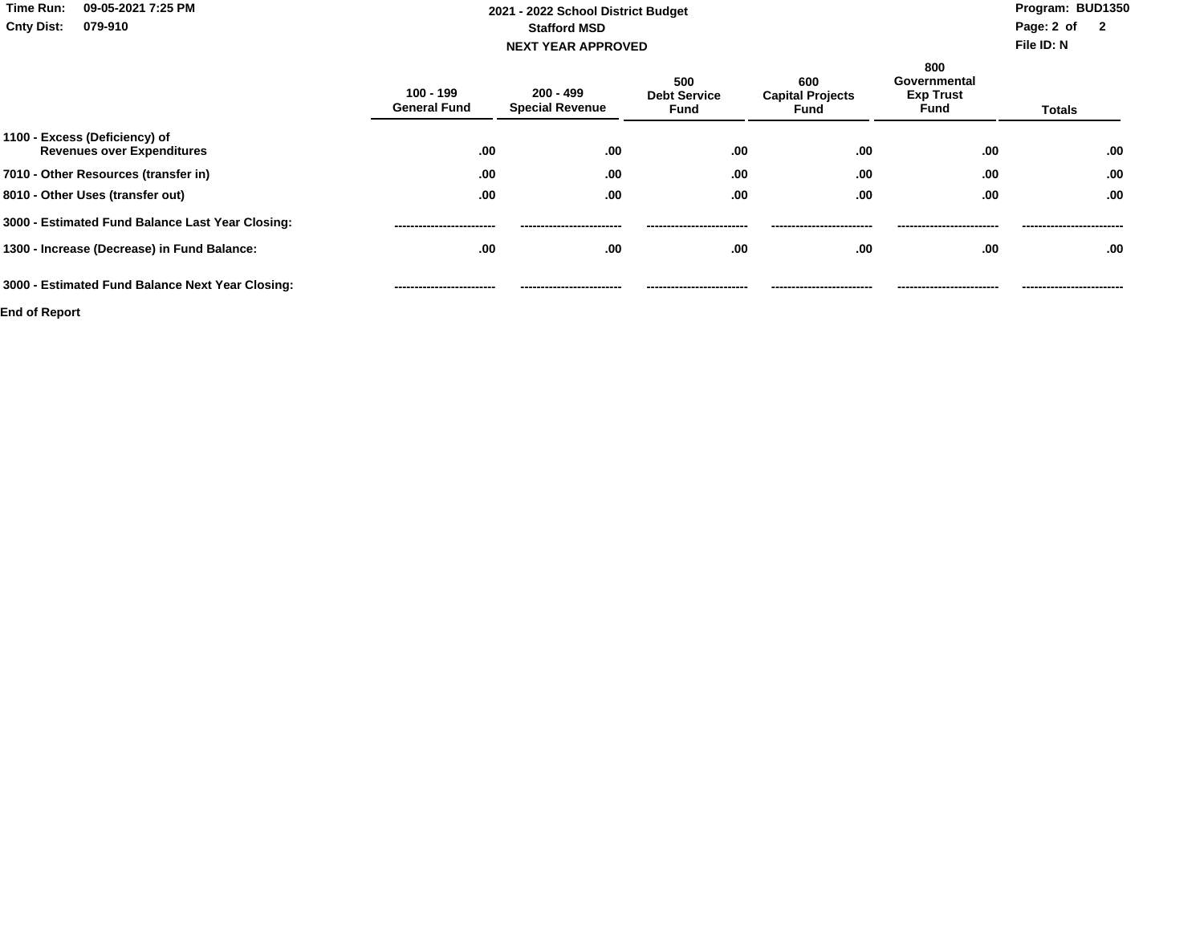# 2021 - 2022 School District Budget

**Stafford MSD**

**NEXT YEAR APPROVED**

Time Run: 09-05-2021 7:25 PM
Cnty Dist: 079-910
Program: BUD1350
File ID: N

| | 100 - 199 General Fund | 200 - 499 Special Revenue | 500 Debt Service Fund | 600 Capital Projects Fund | 800 Governmental Exp Trust Fund | Totals |
|---|---|---|---|---|---|---|
| 1100 - Excess (Deficiency) of Revenues over Expenditures | .00 | .00 | .00 | .00 | .00 | .00 |
| 7010 - Other Resources (transfer in) | .00 | .00 | .00 | .00 | .00 | .00 |
| 8010 - Other Uses (transfer out) | .00 | .00 | .00 | .00 | .00 | .00 |
| 3000 - Estimated Fund Balance Last Year Closing: | ------------------------- | ------------------------- | ------------------------- | ------------------------- | ------------------------- | ------------------------- |
| 1300 - Increase (Decrease) in Fund Balance: | .00 | .00 | .00 | .00 | .00 | .00 |
| 3000 - Estimated Fund Balance Next Year Closing: | ------------------------- | ------------------------- | ------------------------- | ------------------------- | ------------------------- | ------------------------- |

**End of Report**